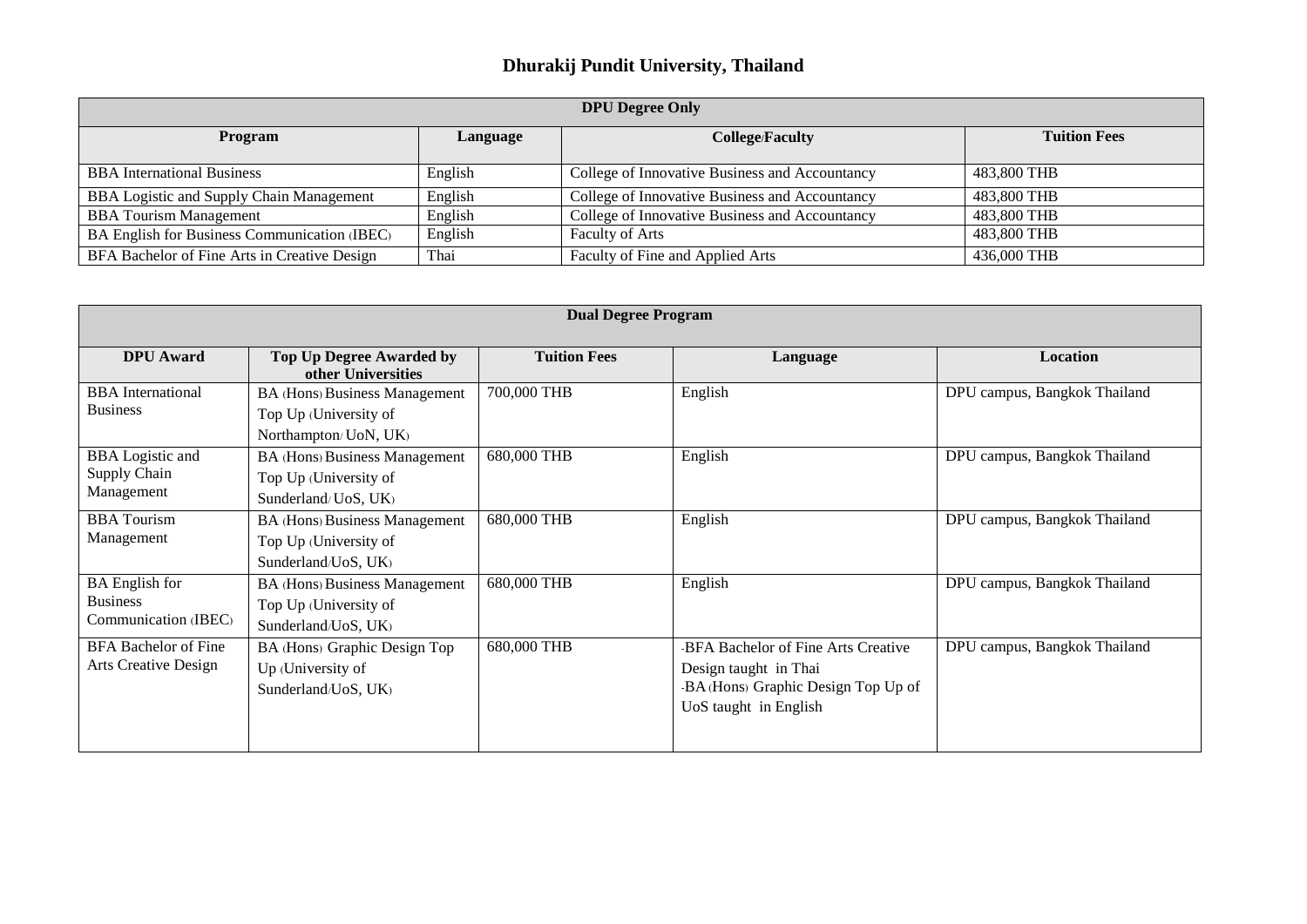# Dhurakij Pundit University, Thailand

| DPU Degree Only | | | |
|---|---|---|---|
| **Program** | **Language** | **College/Faculty** | **Tuition Fees** |
| BBA International Business | English | College of Innovative Business and Accountancy | 483,800 THB |
| BBA Logistic and Supply Chain Management | English | College of Innovative Business and Accountancy | 483,800 THB |
| BBA Tourism Management | English | College of Innovative Business and Accountancy | 483,800 THB |
| BA English for Business Communication (IBEC) | English | Faculty of Arts | 483,800 THB |
| BFA Bachelor of Fine Arts in Creative Design | Thai | Faculty of Fine and Applied Arts | 436,000 THB |

| Dual Degree Program | | | | |
|---|---|---|---|---|
| **DPU Award** | **Top Up Degree Awarded by other Universities** | **Tuition Fees** | **Language** | **Location** |
| BBA International Business | BA (Hons) Business Management Top Up (University of Northampton/ UoN, UK) | 700,000 THB | English | DPU campus, Bangkok Thailand |
| BBA Logistic and Supply Chain Management | BA (Hons) Business Management Top Up (University of Sunderland/ UoS, UK) | 680,000 THB | English | DPU campus, Bangkok Thailand |
| BBA Tourism Management | BA (Hons) Business Management Top Up (University of Sunderland/UoS, UK) | 680,000 THB | English | DPU campus, Bangkok Thailand |
| BA English for Business Communication (IBEC) | BA (Hons) Business Management Top Up (University of Sunderland/UoS, UK) | 680,000 THB | English | DPU campus, Bangkok Thailand |
| BFA Bachelor of Fine Arts Creative Design | BA (Hons) Graphic Design Top Up (University of Sunderland/UoS, UK) | 680,000 THB | -BFA Bachelor of Fine Arts Creative Design taught in Thai<br>-BA (Hons) Graphic Design Top Up of UoS taught in English | DPU campus, Bangkok Thailand |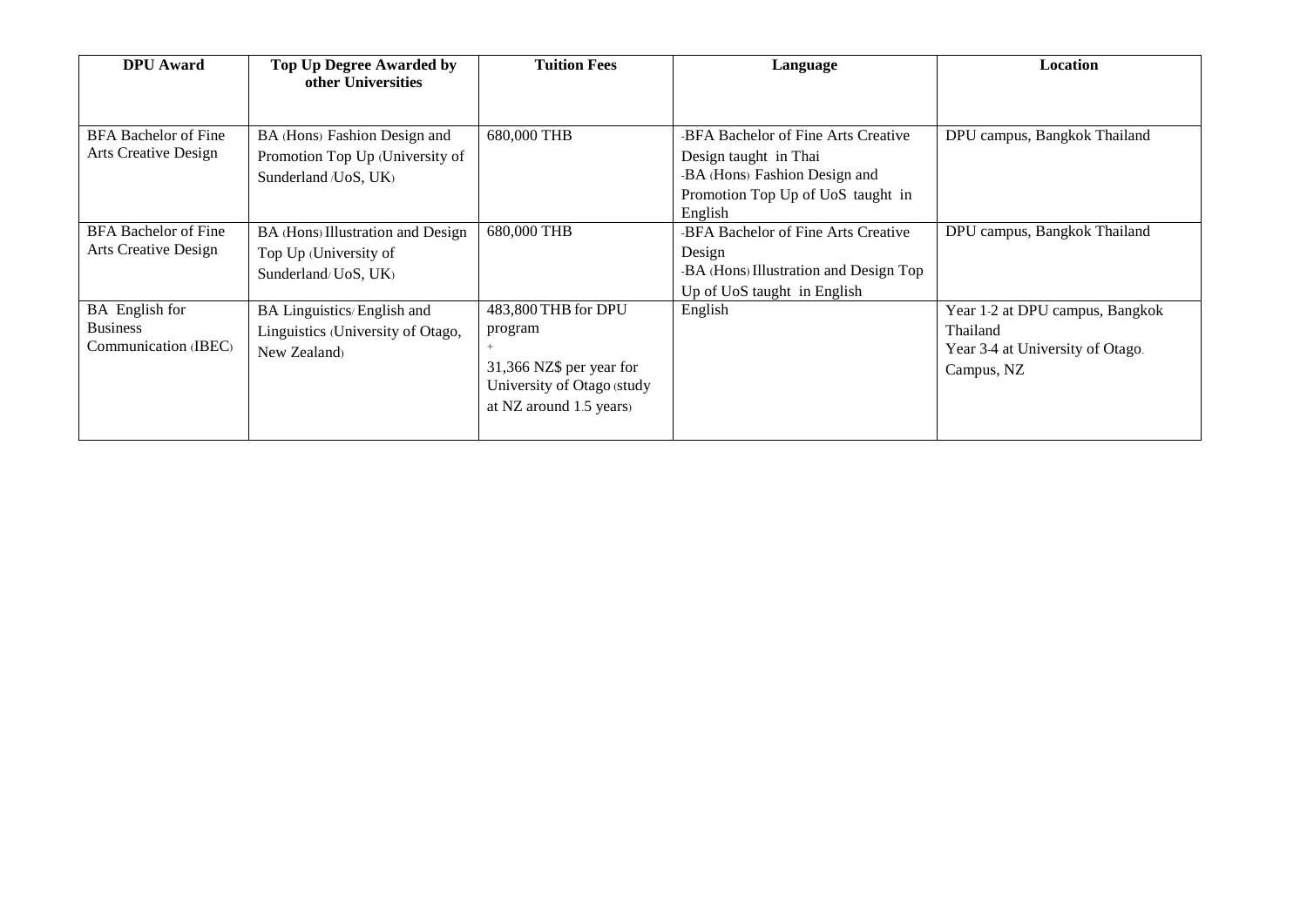| DPU Award | Top Up Degree Awarded by other Universities | Tuition Fees | Language | Location |
|---|---|---|---|---|
| BFA Bachelor of Fine Arts Creative Design | BA (Hons) Fashion Design and Promotion Top Up (University of Sunderland /UoS, UK) | 680,000 THB | -BFA Bachelor of Fine Arts Creative Design taught in Thai<br>-BA (Hons) Fashion Design and Promotion Top Up of UoS taught in English | DPU campus, Bangkok Thailand |
| BFA Bachelor of Fine Arts Creative Design | BA (Hons) Illustration and Design Top Up (University of Sunderland/ UoS, UK) | 680,000 THB | -BFA Bachelor of Fine Arts Creative Design<br>-BA (Hons) Illustration and Design Top Up of UoS taught in English | DPU campus, Bangkok Thailand |
| BA English for Business Communication (IBEC) | BA Linguistics/ English and Linguistics (University of Otago, New Zealand) | 483,800 THB for DPU program<br>+<br>31,366 NZ$ per year for University of Otago (study at NZ around 1.5 years) | English | Year 1-2 at DPU campus, Bangkok Thailand<br>Year 3-4 at University of Otago. Campus, NZ |